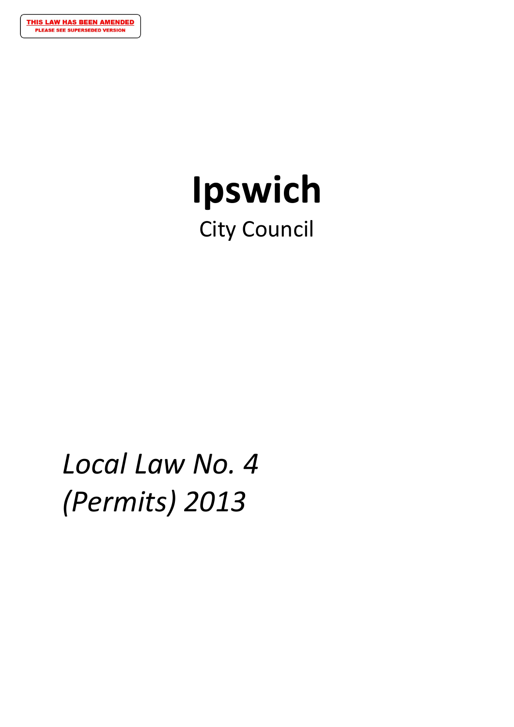**THIS LAW HAS BEEN AMENDED**
PLEASE SEE SUPERSEDED VERSION

# Ipswich

City Council

*Local Law No. 4 (Permits) 2013*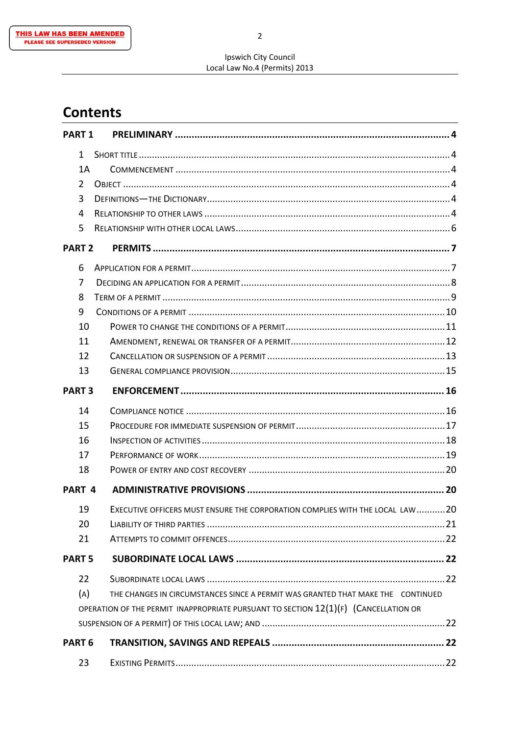THIS LAW HAS BEEN AMENDED
PLEASE SEE SUPERSEDED VERSION

# Contents

**PART 1 PRELIMINARY .......... 4**

1 SHORT TITLE .......... 4
1A COMMENCEMENT .......... 4
2 OBJECT .......... 4
3 DEFINITIONS—THE DICTIONARY .......... 4
4 RELATIONSHIP TO OTHER LAWS .......... 4
5 RELATIONSHIP WITH OTHER LOCAL LAWS .......... 6

**PART 2 PERMITS .......... 7**

6 APPLICATION FOR A PERMIT .......... 7
7 DECIDING AN APPLICATION FOR A PERMIT .......... 8
8 TERM OF A PERMIT .......... 9
9 CONDITIONS OF A PERMIT .......... 10
10 POWER TO CHANGE THE CONDITIONS OF A PERMIT .......... 11
11 AMENDMENT, RENEWAL OR TRANSFER OF A PERMIT .......... 12
12 CANCELLATION OR SUSPENSION OF A PERMIT .......... 13
13 GENERAL COMPLIANCE PROVISION .......... 15

**PART 3 ENFORCEMENT .......... 16**

14 COMPLIANCE NOTICE .......... 16
15 PROCEDURE FOR IMMEDIATE SUSPENSION OF PERMIT .......... 17
16 INSPECTION OF ACTIVITIES .......... 18
17 PERFORMANCE OF WORK .......... 19
18 POWER OF ENTRY AND COST RECOVERY .......... 20

**PART 4 ADMINISTRATIVE PROVISIONS .......... 20**

19 EXECUTIVE OFFICERS MUST ENSURE THE CORPORATION COMPLIES WITH THE LOCAL LAW .......... 20
20 LIABILITY OF THIRD PARTIES .......... 21
21 ATTEMPTS TO COMMIT OFFENCES .......... 22

**PART 5 SUBORDINATE LOCAL LAWS .......... 22**

22 SUBORDINATE LOCAL LAWS .......... 22
(A) THE CHANGES IN CIRCUMSTANCES SINCE A PERMIT WAS GRANTED THAT MAKE THE CONTINUED OPERATION OF THE PERMIT INAPPROPRIATE PURSUANT TO SECTION 12(1)(F) (CANCELLATION OR SUSPENSION OF A PERMIT) OF THIS LOCAL LAW; AND .......... 22

**PART 6 TRANSITION, SAVINGS AND REPEALS .......... 22**

23 EXISTING PERMITS .......... 22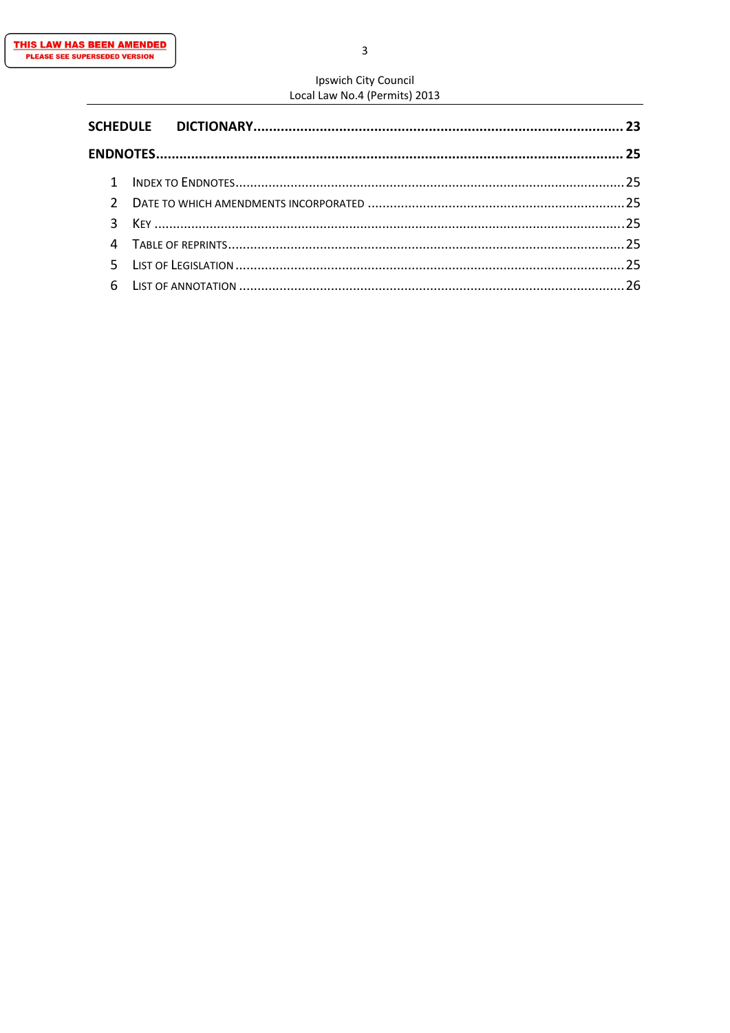**SCHEDULE DICTIONARY** ... **23**

**ENDNOTES** ... **25**

1 INDEX TO ENDNOTES ... 25
2 DATE TO WHICH AMENDMENTS INCORPORATED ... 25
3 KEY ... 25
4 TABLE OF REPRINTS ... 25
5 LIST OF LEGISLATION ... 25
6 LIST OF ANNOTATION ... 26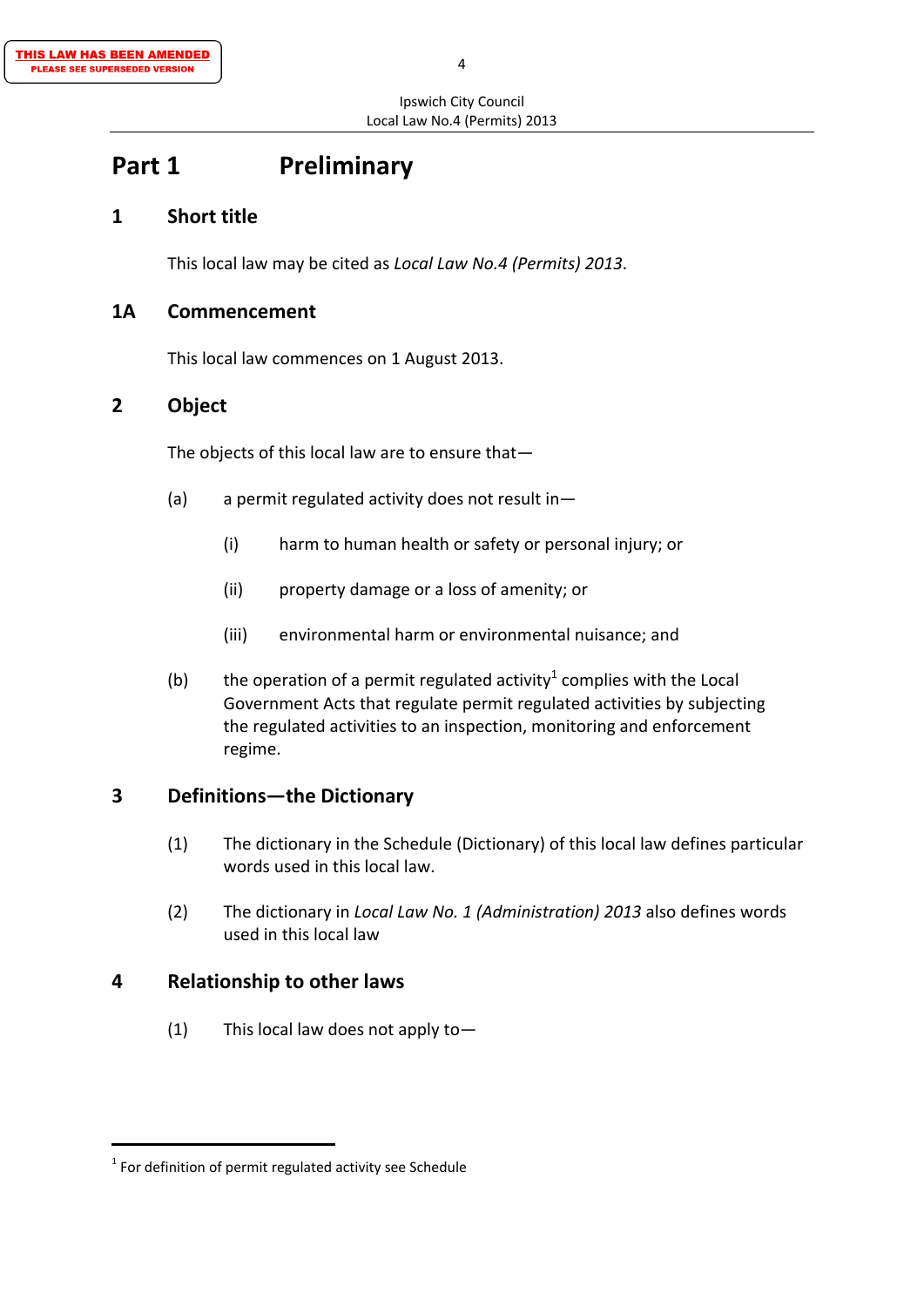THIS LAW HAS BEEN AMENDED
PLEASE SEE SUPERSEDED VERSION

# Part 1 Preliminary

## 1 Short title

This local law may be cited as *Local Law No.4 (Permits) 2013*.

## 1A Commencement

This local law commences on 1 August 2013.

## 2 Object

The objects of this local law are to ensure that—

(a) a permit regulated activity does not result in—

(i) harm to human health or safety or personal injury; or

(ii) property damage or a loss of amenity; or

(iii) environmental harm or environmental nuisance; and

(b) the operation of a permit regulated activity[1] complies with the Local Government Acts that regulate permit regulated activities by subjecting the regulated activities to an inspection, monitoring and enforcement regime.

## 3 Definitions—the Dictionary

(1) The dictionary in the Schedule (Dictionary) of this local law defines particular words used in this local law.

(2) The dictionary in *Local Law No. 1 (Administration) 2013* also defines words used in this local law

## 4 Relationship to other laws

(1) This local law does not apply to—

---

[1] For definition of permit regulated activity see Schedule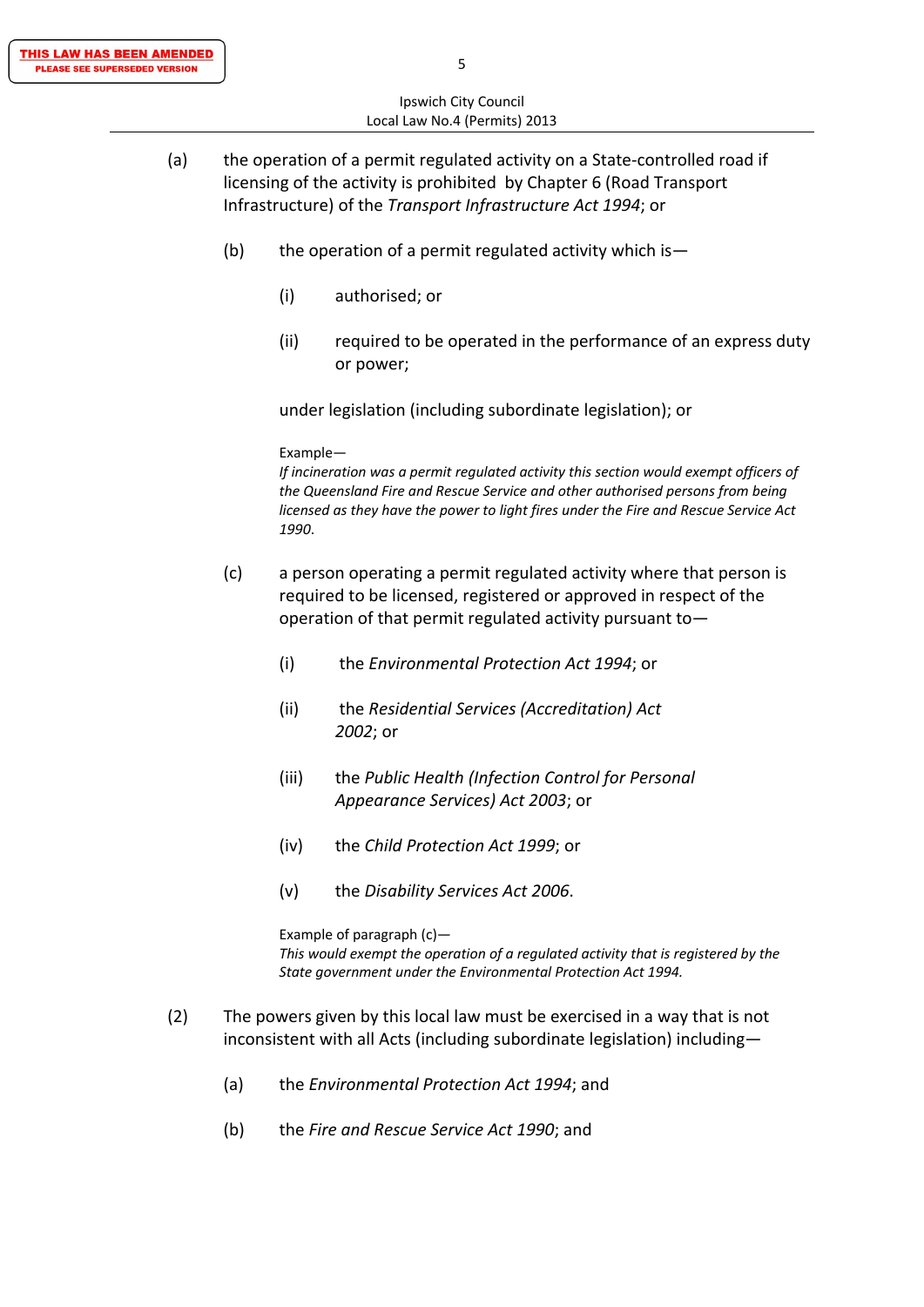(a) the operation of a permit regulated activity on a State-controlled road if licensing of the activity is prohibited by Chapter 6 (Road Transport Infrastructure) of the *Transport Infrastructure Act 1994*; or

(b) the operation of a permit regulated activity which is—

(i) authorised; or

(ii) required to be operated in the performance of an express duty or power;

under legislation (including subordinate legislation); or

Example—
*If incineration was a permit regulated activity this section would exempt officers of the Queensland Fire and Rescue Service and other authorised persons from being licensed as they have the power to light fires under the Fire and Rescue Service Act 1990.*

(c) a person operating a permit regulated activity where that person is required to be licensed, registered or approved in respect of the operation of that permit regulated activity pursuant to—

(i) the *Environmental Protection Act 1994*; or

(ii) the *Residential Services (Accreditation) Act 2002*; or

(iii) the *Public Health (Infection Control for Personal Appearance Services) Act 2003*; or

(iv) the *Child Protection Act 1999*; or

(v) the *Disability Services Act 2006*.

Example of paragraph (c)—
*This would exempt the operation of a regulated activity that is registered by the State government under the Environmental Protection Act 1994.*

(2) The powers given by this local law must be exercised in a way that is not inconsistent with all Acts (including subordinate legislation) including—

(a) the *Environmental Protection Act 1994*; and

(b) the *Fire and Rescue Service Act 1990*; and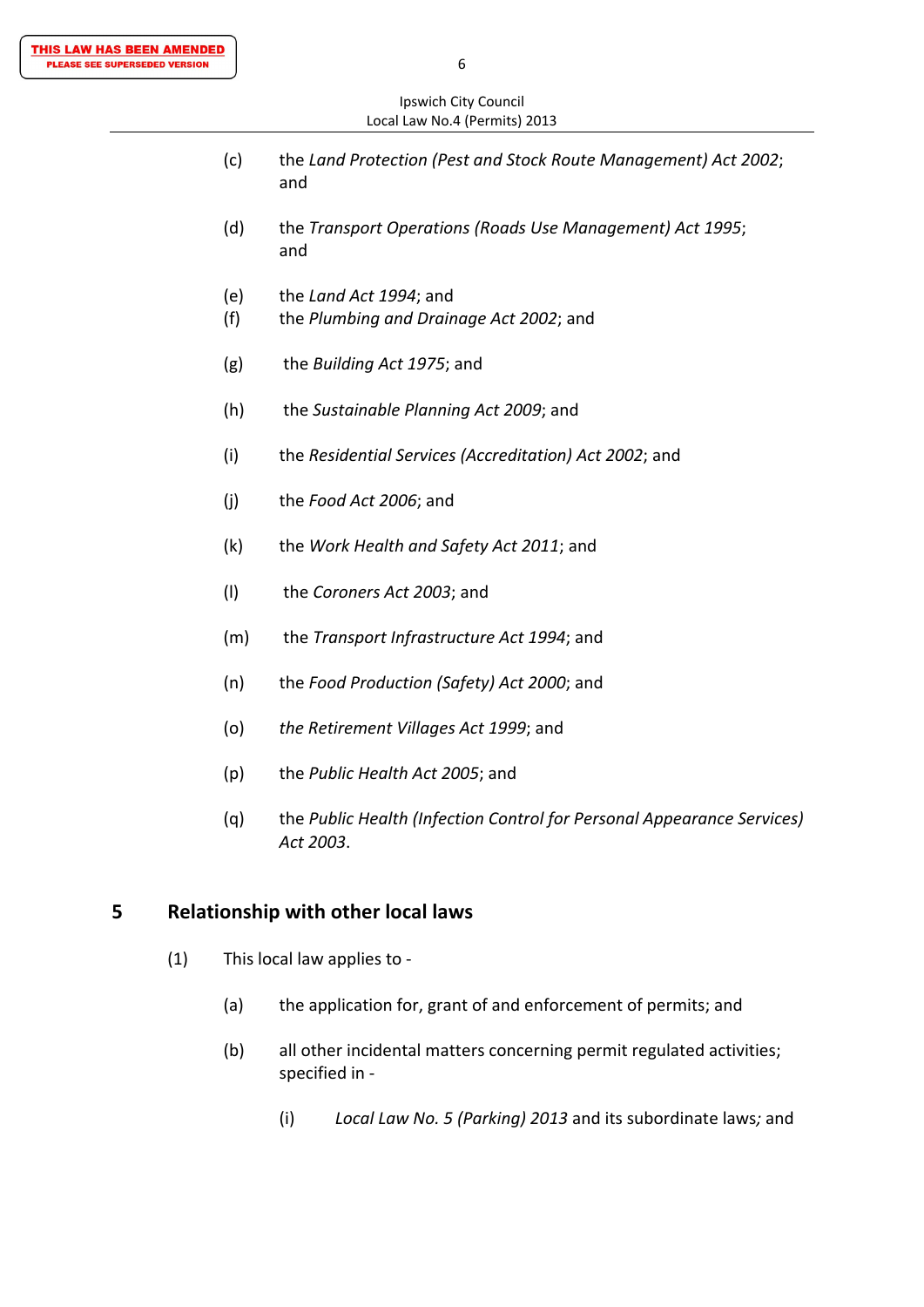(c) the *Land Protection (Pest and Stock Route Management) Act 2002*; and

(d) the *Transport Operations (Roads Use Management) Act 1995*; and

(e) the *Land Act 1994*; and

(f) the *Plumbing and Drainage Act 2002*; and

(g) the *Building Act 1975*; and

(h) the *Sustainable Planning Act 2009*; and

(i) the *Residential Services (Accreditation) Act 2002*; and

(j) the *Food Act 2006*; and

(k) the *Work Health and Safety Act 2011*; and

(l) the *Coroners Act 2003*; and

(m) the *Transport Infrastructure Act 1994*; and

(n) the *Food Production (Safety) Act 2000*; and

(o) *the Retirement Villages Act 1999*; and

(p) the *Public Health Act 2005*; and

(q) the *Public Health (Infection Control for Personal Appearance Services) Act 2003*.

## 5 Relationship with other local laws

(1) This local law applies to -

(a) the application for, grant of and enforcement of permits; and

(b) all other incidental matters concerning permit regulated activities; specified in -

(i) *Local Law No. 5 (Parking) 2013* and its subordinate laws*;* and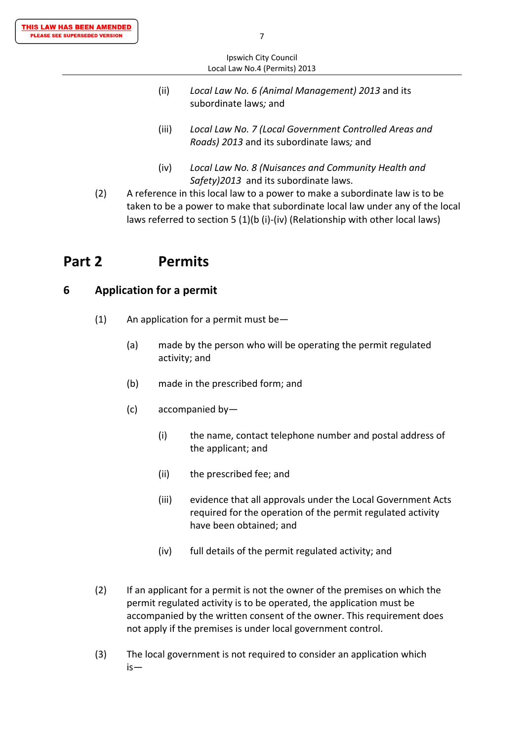(ii) *Local Law No. 6 (Animal Management) 2013* and its subordinate laws*;* and

(iii) *Local Law No. 7 (Local Government Controlled Areas and Roads) 2013* and its subordinate laws*;* and

(iv) *Local Law No. 8 (Nuisances and Community Health and Safety)2013* and its subordinate laws.

(2) A reference in this local law to a power to make a subordinate law is to be taken to be a power to make that subordinate local law under any of the local laws referred to section 5 (1)(b (i)-(iv) (Relationship with other local laws)

# Part 2 Permits

## 6 Application for a permit

(1) An application for a permit must be—

(a) made by the person who will be operating the permit regulated activity; and

(b) made in the prescribed form; and

(c) accompanied by—

(i) the name, contact telephone number and postal address of the applicant; and

(ii) the prescribed fee; and

(iii) evidence that all approvals under the Local Government Acts required for the operation of the permit regulated activity have been obtained; and

(iv) full details of the permit regulated activity; and

(2) If an applicant for a permit is not the owner of the premises on which the permit regulated activity is to be operated, the application must be accompanied by the written consent of the owner. This requirement does not apply if the premises is under local government control.

(3) The local government is not required to consider an application which is—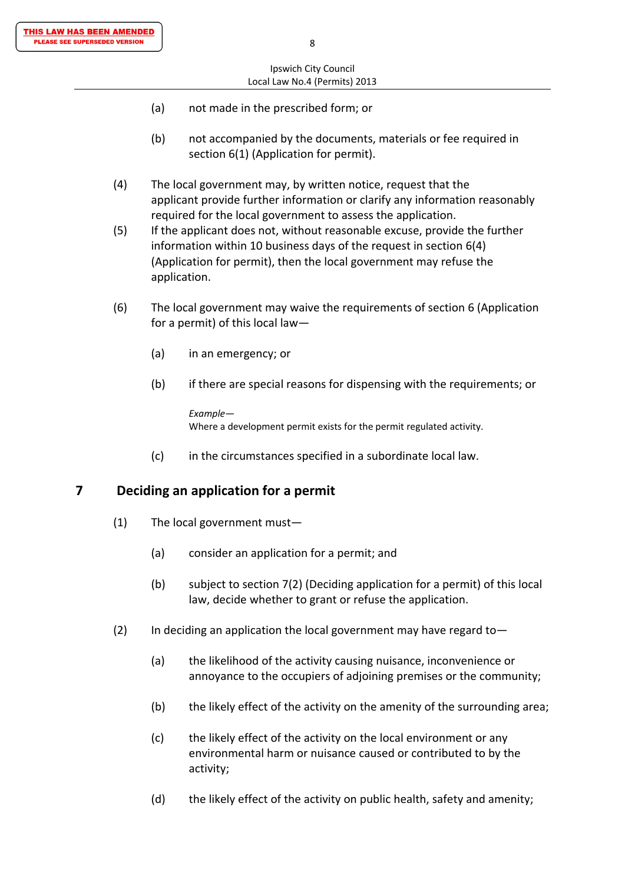(a) not made in the prescribed form; or

(b) not accompanied by the documents, materials or fee required in section 6(1) (Application for permit).

(4) The local government may, by written notice, request that the applicant provide further information or clarify any information reasonably required for the local government to assess the application.

(5) If the applicant does not, without reasonable excuse, provide the further information within 10 business days of the request in section 6(4) (Application for permit), then the local government may refuse the application.

(6) The local government may waive the requirements of section 6 (Application for a permit) of this local law—

(a) in an emergency; or

(b) if there are special reasons for dispensing with the requirements; or

*Example—*
Where a development permit exists for the permit regulated activity.

(c) in the circumstances specified in a subordinate local law.

## 7 Deciding an application for a permit

(1) The local government must—

(a) consider an application for a permit; and

(b) subject to section 7(2) (Deciding application for a permit) of this local law, decide whether to grant or refuse the application.

(2) In deciding an application the local government may have regard to—

(a) the likelihood of the activity causing nuisance, inconvenience or annoyance to the occupiers of adjoining premises or the community;

(b) the likely effect of the activity on the amenity of the surrounding area;

(c) the likely effect of the activity on the local environment or any environmental harm or nuisance caused or contributed to by the activity;

(d) the likely effect of the activity on public health, safety and amenity;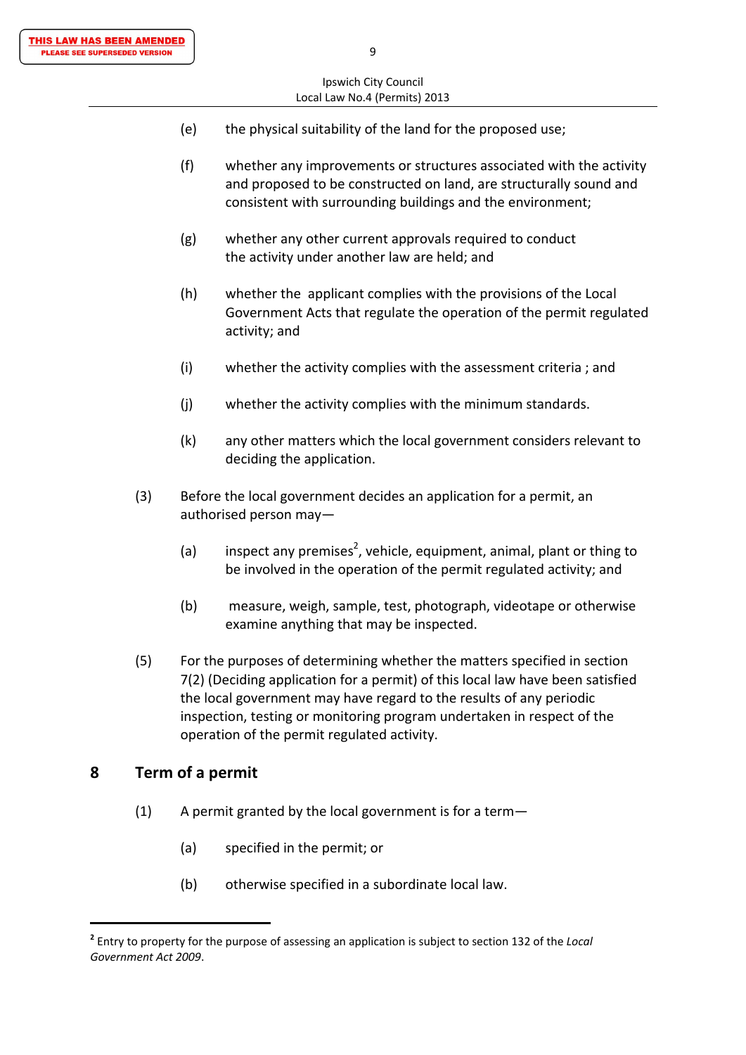(e) the physical suitability of the land for the proposed use;

(f) whether any improvements or structures associated with the activity and proposed to be constructed on land, are structurally sound and consistent with surrounding buildings and the environment;

(g) whether any other current approvals required to conduct the activity under another law are held; and

(h) whether the applicant complies with the provisions of the Local Government Acts that regulate the operation of the permit regulated activity; and

(i) whether the activity complies with the assessment criteria ; and

(j) whether the activity complies with the minimum standards.

(k) any other matters which the local government considers relevant to deciding the application.

(3) Before the local government decides an application for a permit, an authorised person may—

(a) inspect any premises[2], vehicle, equipment, animal, plant or thing to be involved in the operation of the permit regulated activity; and

(b) measure, weigh, sample, test, photograph, videotape or otherwise examine anything that may be inspected.

(5) For the purposes of determining whether the matters specified in section 7(2) (Deciding application for a permit) of this local law have been satisfied the local government may have regard to the results of any periodic inspection, testing or monitoring program undertaken in respect of the operation of the permit regulated activity.

## 8 Term of a permit

(1) A permit granted by the local government is for a term—

(a) specified in the permit; or

(b) otherwise specified in a subordinate local law.

---

[2] Entry to property for the purpose of assessing an application is subject to section 132 of the *Local Government Act 2009*.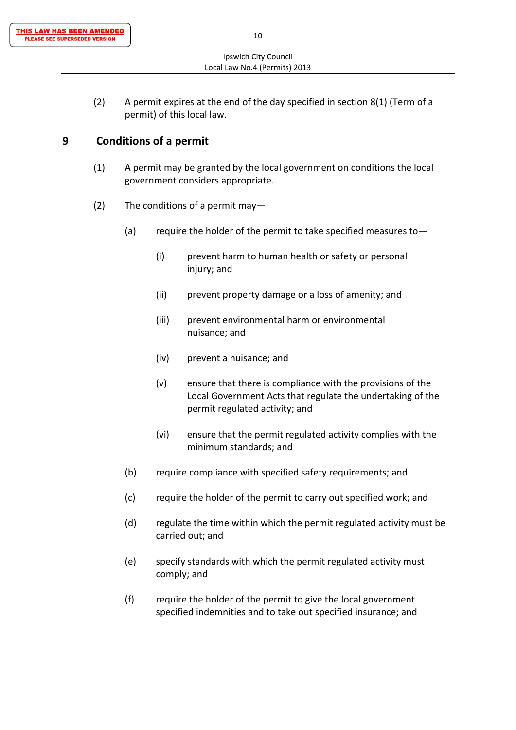(2) A permit expires at the end of the day specified in section 8(1) (Term of a permit) of this local law.

## 9 Conditions of a permit

(1) A permit may be granted by the local government on conditions the local government considers appropriate.

(2) The conditions of a permit may—

(a) require the holder of the permit to take specified measures to—

(i) prevent harm to human health or safety or personal injury; and

(ii) prevent property damage or a loss of amenity; and

(iii) prevent environmental harm or environmental nuisance; and

(iv) prevent a nuisance; and

(v) ensure that there is compliance with the provisions of the Local Government Acts that regulate the undertaking of the permit regulated activity; and

(vi) ensure that the permit regulated activity complies with the minimum standards; and

(b) require compliance with specified safety requirements; and

(c) require the holder of the permit to carry out specified work; and

(d) regulate the time within which the permit regulated activity must be carried out; and

(e) specify standards with which the permit regulated activity must comply; and

(f) require the holder of the permit to give the local government specified indemnities and to take out specified insurance; and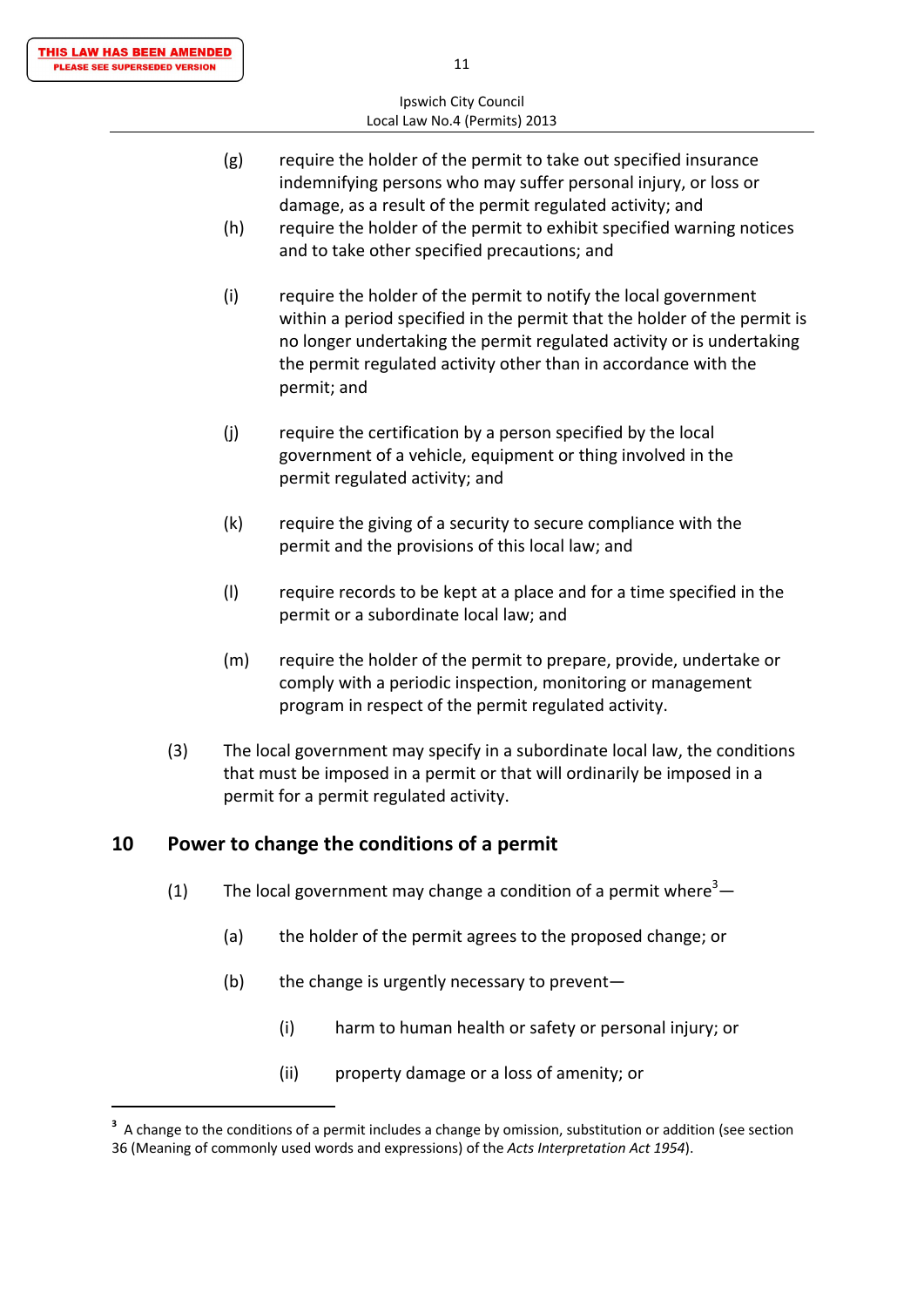(g) require the holder of the permit to take out specified insurance indemnifying persons who may suffer personal injury, or loss or damage, as a result of the permit regulated activity; and

(h) require the holder of the permit to exhibit specified warning notices and to take other specified precautions; and

(i) require the holder of the permit to notify the local government within a period specified in the permit that the holder of the permit is no longer undertaking the permit regulated activity or is undertaking the permit regulated activity other than in accordance with the permit; and

(j) require the certification by a person specified by the local government of a vehicle, equipment or thing involved in the permit regulated activity; and

(k) require the giving of a security to secure compliance with the permit and the provisions of this local law; and

(l) require records to be kept at a place and for a time specified in the permit or a subordinate local law; and

(m) require the holder of the permit to prepare, provide, undertake or comply with a periodic inspection, monitoring or management program in respect of the permit regulated activity.

(3) The local government may specify in a subordinate local law, the conditions that must be imposed in a permit or that will ordinarily be imposed in a permit for a permit regulated activity.

## 10 Power to change the conditions of a permit

(1) The local government may change a condition of a permit where[3]—

(a) the holder of the permit agrees to the proposed change; or

(b) the change is urgently necessary to prevent—

(i) harm to human health or safety or personal injury; or

(ii) property damage or a loss of amenity; or

---

[3] A change to the conditions of a permit includes a change by omission, substitution or addition (see section 36 (Meaning of commonly used words and expressions) of the *Acts Interpretation Act 1954*).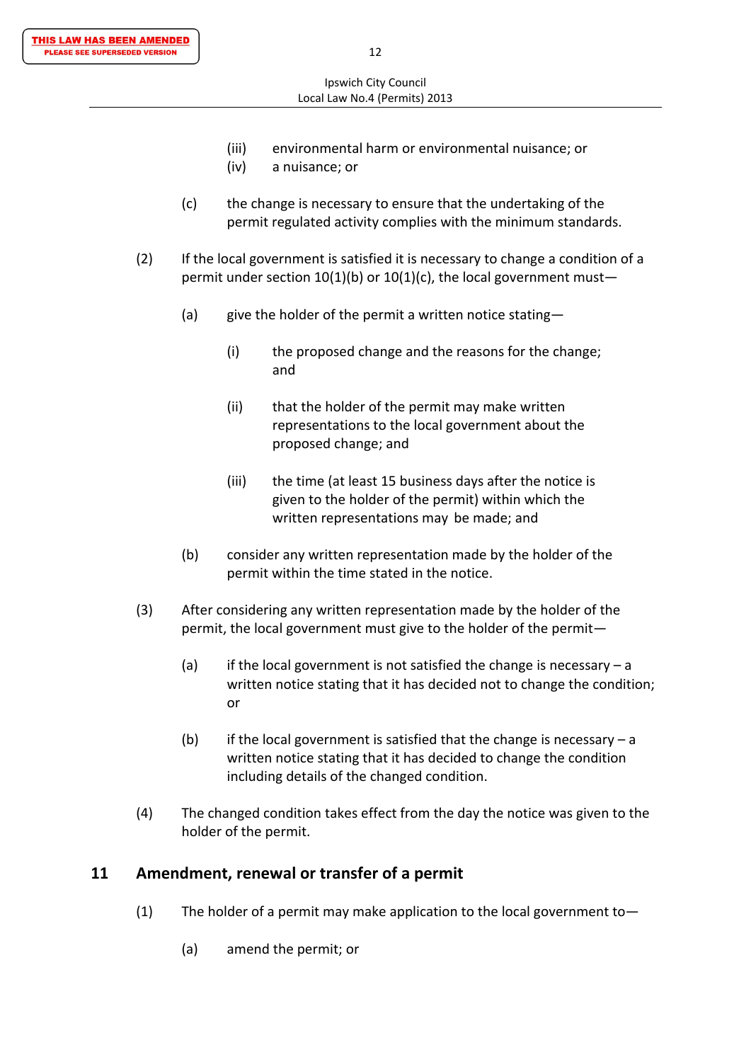(iii) environmental harm or environmental nuisance; or

(iv) a nuisance; or

(c) the change is necessary to ensure that the undertaking of the permit regulated activity complies with the minimum standards.

(2) If the local government is satisfied it is necessary to change a condition of a permit under section 10(1)(b) or 10(1)(c), the local government must—

(a) give the holder of the permit a written notice stating—

(i) the proposed change and the reasons for the change; and

(ii) that the holder of the permit may make written representations to the local government about the proposed change; and

(iii) the time (at least 15 business days after the notice is given to the holder of the permit) within which the written representations may be made; and

(b) consider any written representation made by the holder of the permit within the time stated in the notice.

(3) After considering any written representation made by the holder of the permit, the local government must give to the holder of the permit—

(a) if the local government is not satisfied the change is necessary – a written notice stating that it has decided not to change the condition; or

(b) if the local government is satisfied that the change is necessary – a written notice stating that it has decided to change the condition including details of the changed condition.

(4) The changed condition takes effect from the day the notice was given to the holder of the permit.

## 11 Amendment, renewal or transfer of a permit

(1) The holder of a permit may make application to the local government to—

(a) amend the permit; or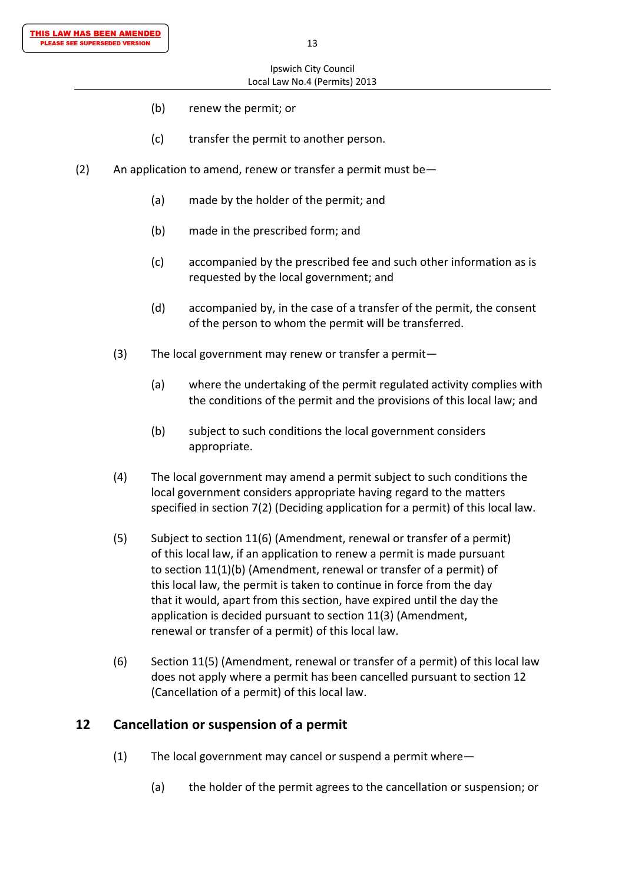(b) renew the permit; or

(c) transfer the permit to another person.

(2) An application to amend, renew or transfer a permit must be—

(a) made by the holder of the permit; and

(b) made in the prescribed form; and

(c) accompanied by the prescribed fee and such other information as is requested by the local government; and

(d) accompanied by, in the case of a transfer of the permit, the consent of the person to whom the permit will be transferred.

(3) The local government may renew or transfer a permit—

(a) where the undertaking of the permit regulated activity complies with the conditions of the permit and the provisions of this local law; and

(b) subject to such conditions the local government considers appropriate.

(4) The local government may amend a permit subject to such conditions the local government considers appropriate having regard to the matters specified in section 7(2) (Deciding application for a permit) of this local law.

(5) Subject to section 11(6) (Amendment, renewal or transfer of a permit) of this local law, if an application to renew a permit is made pursuant to section 11(1)(b) (Amendment, renewal or transfer of a permit) of this local law, the permit is taken to continue in force from the day that it would, apart from this section, have expired until the day the application is decided pursuant to section 11(3) (Amendment, renewal or transfer of a permit) of this local law.

(6) Section 11(5) (Amendment, renewal or transfer of a permit) of this local law does not apply where a permit has been cancelled pursuant to section 12 (Cancellation of a permit) of this local law.

## 12 Cancellation or suspension of a permit

(1) The local government may cancel or suspend a permit where—

(a) the holder of the permit agrees to the cancellation or suspension; or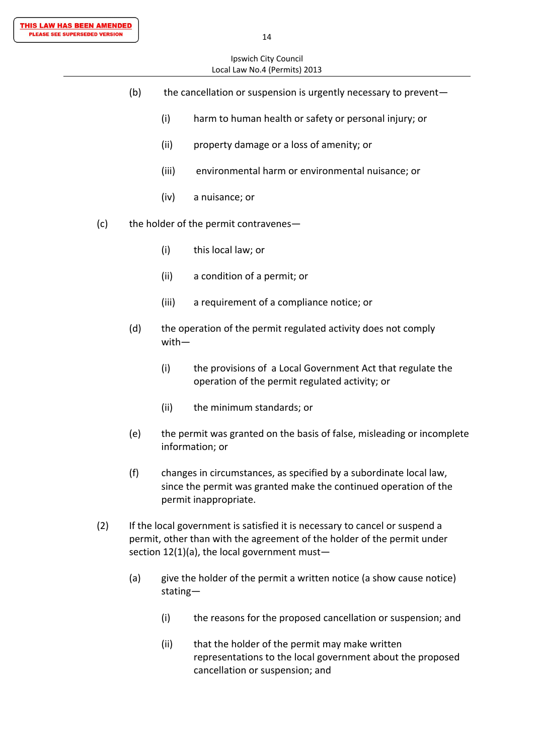(b) the cancellation or suspension is urgently necessary to prevent—

  (i) harm to human health or safety or personal injury; or

  (ii) property damage or a loss of amenity; or

  (iii) environmental harm or environmental nuisance; or

  (iv) a nuisance; or

(c) the holder of the permit contravenes—

  (i) this local law; or

  (ii) a condition of a permit; or

  (iii) a requirement of a compliance notice; or

(d) the operation of the permit regulated activity does not comply with—

  (i) the provisions of a Local Government Act that regulate the operation of the permit regulated activity; or

  (ii) the minimum standards; or

(e) the permit was granted on the basis of false, misleading or incomplete information; or

(f) changes in circumstances, as specified by a subordinate local law, since the permit was granted make the continued operation of the permit inappropriate.

(2) If the local government is satisfied it is necessary to cancel or suspend a permit, other than with the agreement of the holder of the permit under section 12(1)(a), the local government must—

  (a) give the holder of the permit a written notice (a show cause notice) stating—

    (i) the reasons for the proposed cancellation or suspension; and

    (ii) that the holder of the permit may make written representations to the local government about the proposed cancellation or suspension; and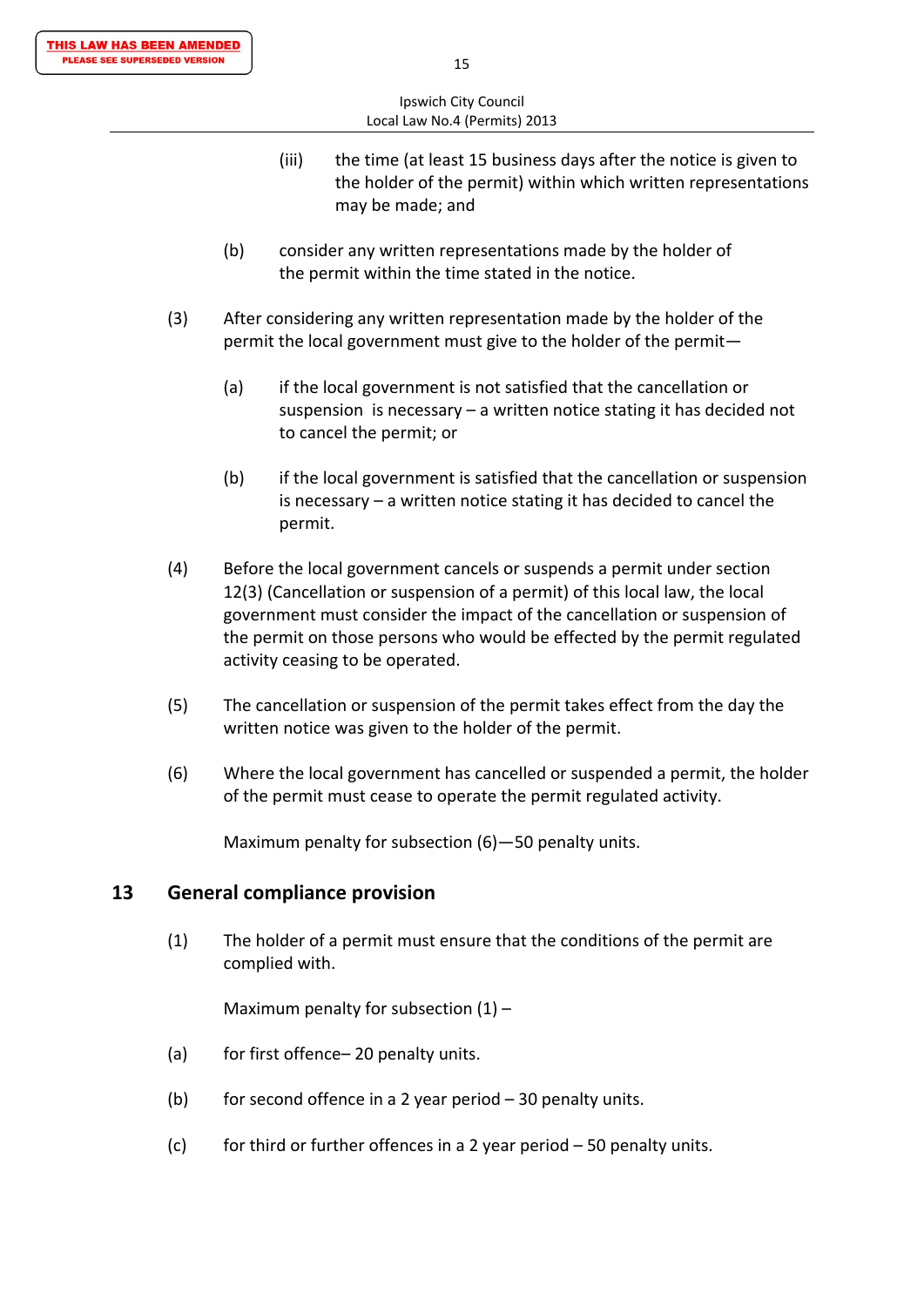(iii) the time (at least 15 business days after the notice is given to the holder of the permit) within which written representations may be made; and

(b) consider any written representations made by the holder of the permit within the time stated in the notice.

(3) After considering any written representation made by the holder of the permit the local government must give to the holder of the permit—

(a) if the local government is not satisfied that the cancellation or suspension is necessary – a written notice stating it has decided not to cancel the permit; or

(b) if the local government is satisfied that the cancellation or suspension is necessary – a written notice stating it has decided to cancel the permit.

(4) Before the local government cancels or suspends a permit under section 12(3) (Cancellation or suspension of a permit) of this local law, the local government must consider the impact of the cancellation or suspension of the permit on those persons who would be effected by the permit regulated activity ceasing to be operated.

(5) The cancellation or suspension of the permit takes effect from the day the written notice was given to the holder of the permit.

(6) Where the local government has cancelled or suspended a permit, the holder of the permit must cease to operate the permit regulated activity.

Maximum penalty for subsection (6)—50 penalty units.

## 13 General compliance provision

(1) The holder of a permit must ensure that the conditions of the permit are complied with.

Maximum penalty for subsection (1) –

(a) for first offence– 20 penalty units.

(b) for second offence in a 2 year period – 30 penalty units.

(c) for third or further offences in a 2 year period – 50 penalty units.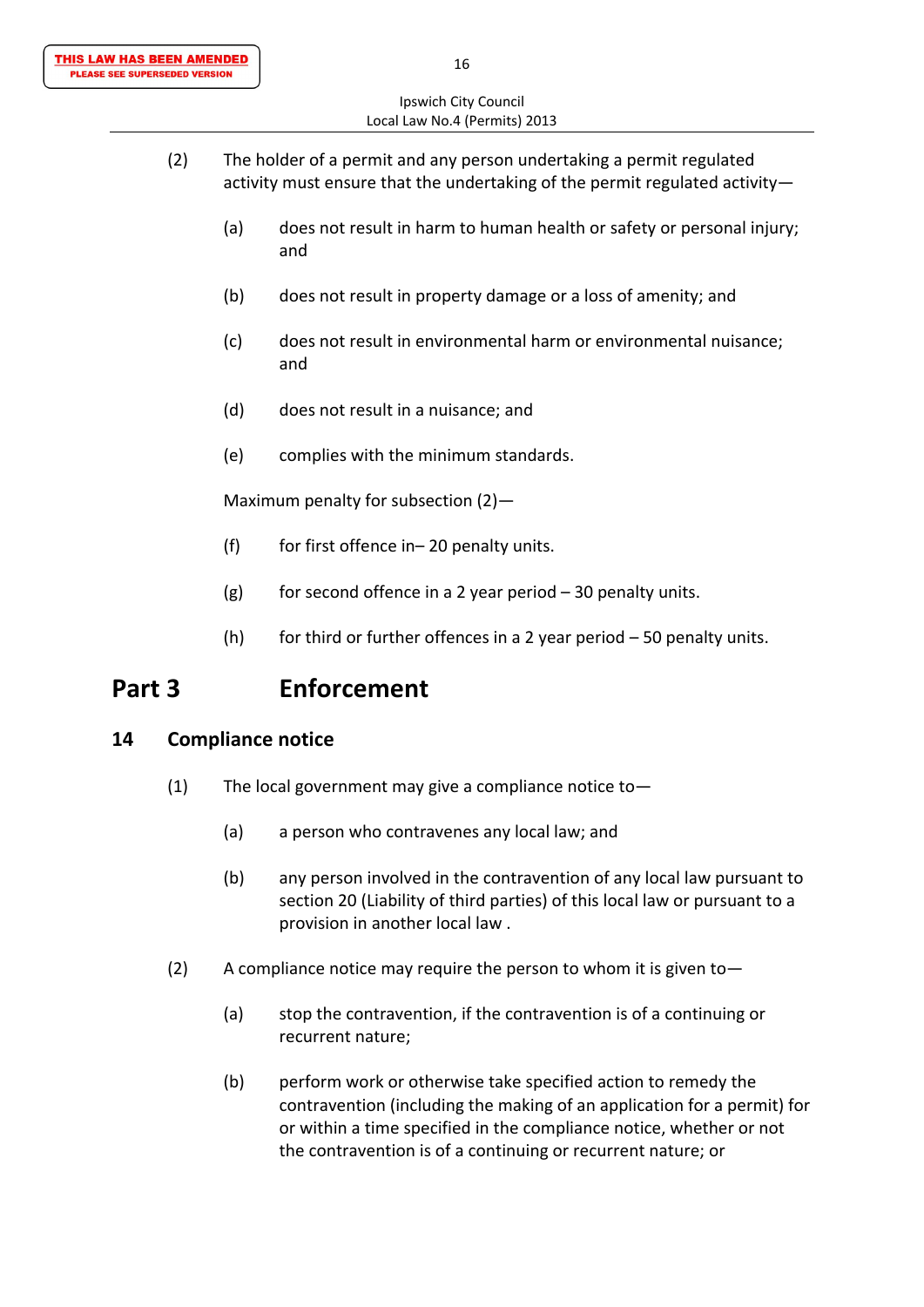(2) The holder of a permit and any person undertaking a permit regulated activity must ensure that the undertaking of the permit regulated activity—

(a) does not result in harm to human health or safety or personal injury; and

(b) does not result in property damage or a loss of amenity; and

(c) does not result in environmental harm or environmental nuisance; and

(d) does not result in a nuisance; and

(e) complies with the minimum standards.

Maximum penalty for subsection (2)—

(f) for first offence in– 20 penalty units.

(g) for second offence in a 2 year period – 30 penalty units.

(h) for third or further offences in a 2 year period – 50 penalty units.

# Part 3 Enforcement

## 14 Compliance notice

(1) The local government may give a compliance notice to—

(a) a person who contravenes any local law; and

(b) any person involved in the contravention of any local law pursuant to section 20 (Liability of third parties) of this local law or pursuant to a provision in another local law .

(2) A compliance notice may require the person to whom it is given to—

(a) stop the contravention, if the contravention is of a continuing or recurrent nature;

(b) perform work or otherwise take specified action to remedy the contravention (including the making of an application for a permit) for or within a time specified in the compliance notice, whether or not the contravention is of a continuing or recurrent nature; or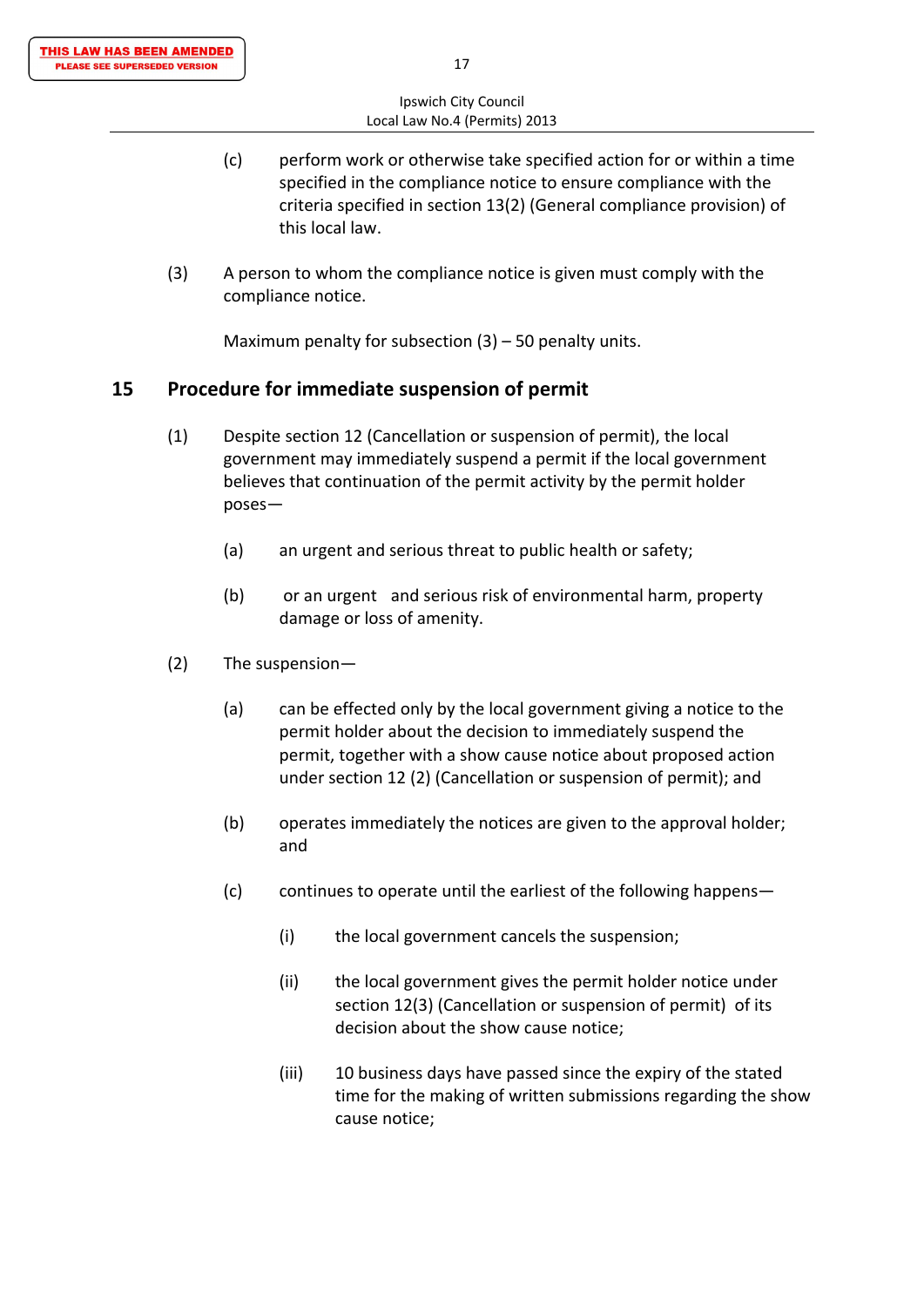(c) perform work or otherwise take specified action for or within a time specified in the compliance notice to ensure compliance with the criteria specified in section 13(2) (General compliance provision) of this local law.

(3) A person to whom the compliance notice is given must comply with the compliance notice.

Maximum penalty for subsection (3) – 50 penalty units.

## 15 Procedure for immediate suspension of permit

(1) Despite section 12 (Cancellation or suspension of permit), the local government may immediately suspend a permit if the local government believes that continuation of the permit activity by the permit holder poses—

(a) an urgent and serious threat to public health or safety;

(b) or an urgent and serious risk of environmental harm, property damage or loss of amenity.

(2) The suspension—

(a) can be effected only by the local government giving a notice to the permit holder about the decision to immediately suspend the permit, together with a show cause notice about proposed action under section 12 (2) (Cancellation or suspension of permit); and

(b) operates immediately the notices are given to the approval holder; and

(c) continues to operate until the earliest of the following happens—

(i) the local government cancels the suspension;

(ii) the local government gives the permit holder notice under section 12(3) (Cancellation or suspension of permit) of its decision about the show cause notice;

(iii) 10 business days have passed since the expiry of the stated time for the making of written submissions regarding the show cause notice;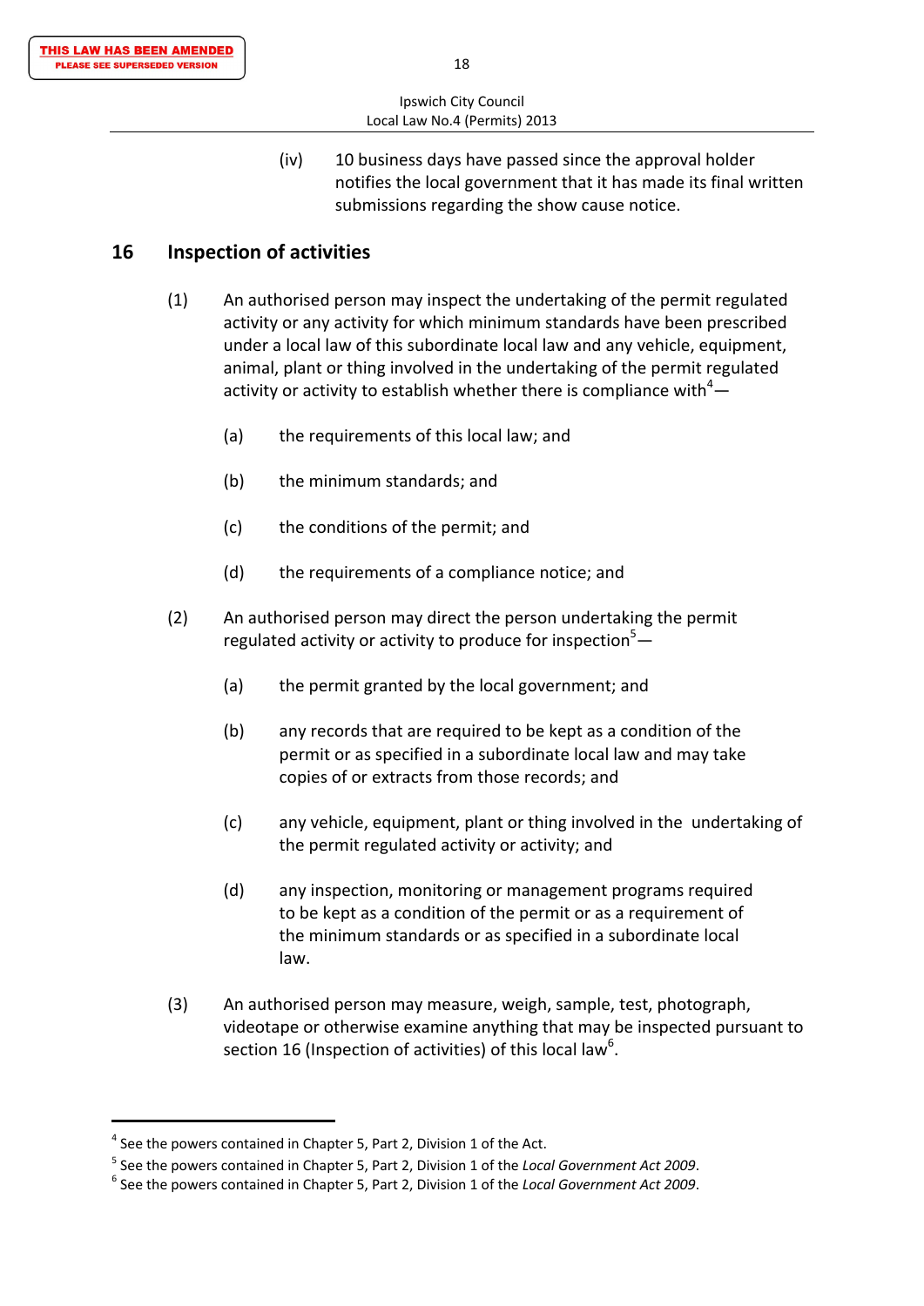(iv) 10 business days have passed since the approval holder notifies the local government that it has made its final written submissions regarding the show cause notice.

## 16 Inspection of activities

(1) An authorised person may inspect the undertaking of the permit regulated activity or any activity for which minimum standards have been prescribed under a local law of this subordinate local law and any vehicle, equipment, animal, plant or thing involved in the undertaking of the permit regulated activity or activity to establish whether there is compliance with[4]—

(a) the requirements of this local law; and

(b) the minimum standards; and

(c) the conditions of the permit; and

(d) the requirements of a compliance notice; and

(2) An authorised person may direct the person undertaking the permit regulated activity or activity to produce for inspection[5]—

(a) the permit granted by the local government; and

(b) any records that are required to be kept as a condition of the permit or as specified in a subordinate local law and may take copies of or extracts from those records; and

(c) any vehicle, equipment, plant or thing involved in the undertaking of the permit regulated activity or activity; and

(d) any inspection, monitoring or management programs required to be kept as a condition of the permit or as a requirement of the minimum standards or as specified in a subordinate local law.

(3) An authorised person may measure, weigh, sample, test, photograph, videotape or otherwise examine anything that may be inspected pursuant to section 16 (Inspection of activities) of this local law[6].

---

[4] See the powers contained in Chapter 5, Part 2, Division 1 of the Act.

[5] See the powers contained in Chapter 5, Part 2, Division 1 of the *Local Government Act 2009*.

[6] See the powers contained in Chapter 5, Part 2, Division 1 of the *Local Government Act 2009*.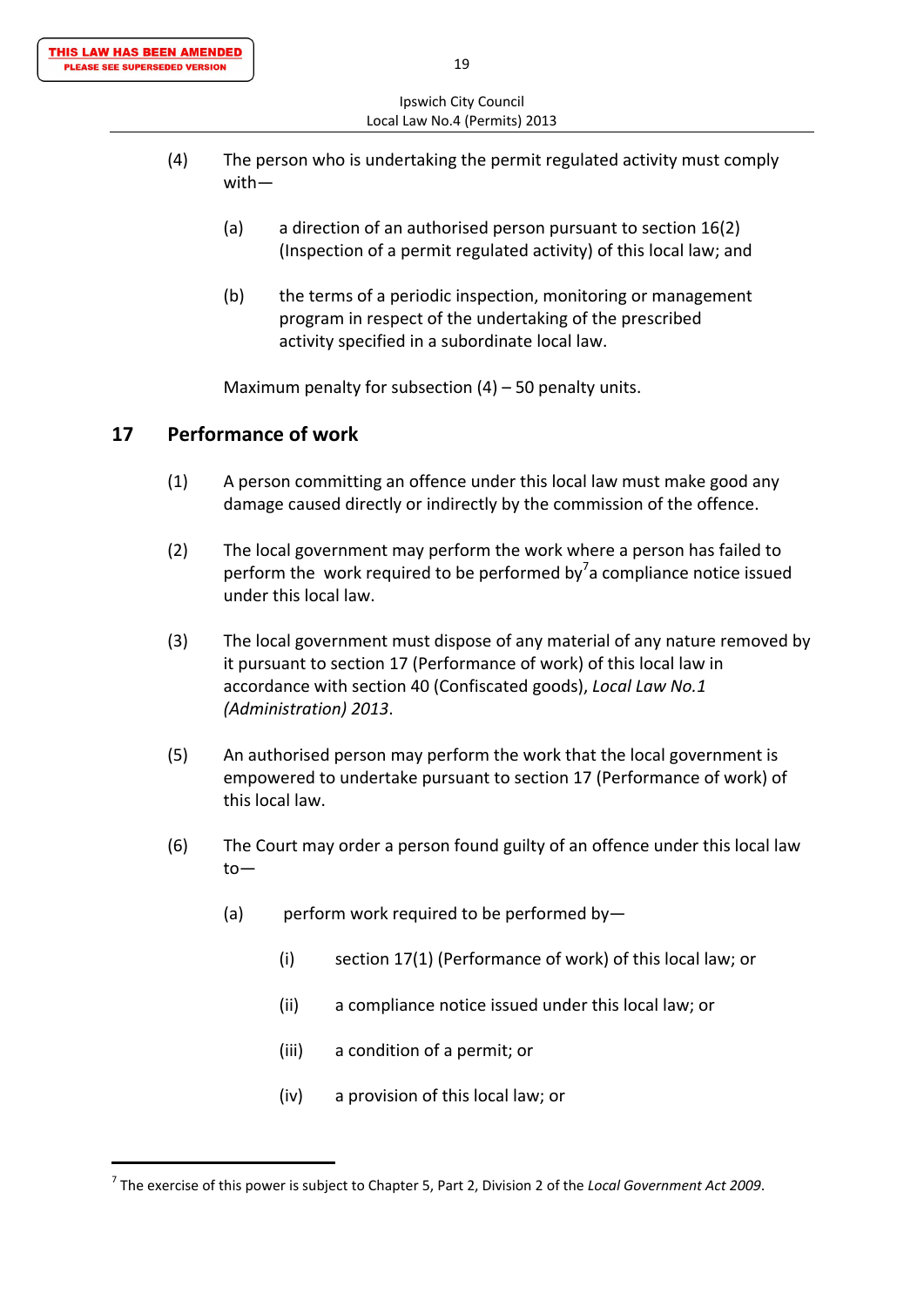(4) The person who is undertaking the permit regulated activity must comply with—

(a) a direction of an authorised person pursuant to section 16(2) (Inspection of a permit regulated activity) of this local law; and

(b) the terms of a periodic inspection, monitoring or management program in respect of the undertaking of the prescribed activity specified in a subordinate local law.

Maximum penalty for subsection (4) – 50 penalty units.

## 17 Performance of work

(1) A person committing an offence under this local law must make good any damage caused directly or indirectly by the commission of the offence.

(2) The local government may perform the work where a person has failed to perform the work required to be performed by[7] a compliance notice issued under this local law.

(3) The local government must dispose of any material of any nature removed by it pursuant to section 17 (Performance of work) of this local law in accordance with section 40 (Confiscated goods), *Local Law No.1 (Administration) 2013*.

(5) An authorised person may perform the work that the local government is empowered to undertake pursuant to section 17 (Performance of work) of this local law.

(6) The Court may order a person found guilty of an offence under this local law to—

(a) perform work required to be performed by—

(i) section 17(1) (Performance of work) of this local law; or

(ii) a compliance notice issued under this local law; or

(iii) a condition of a permit; or

(iv) a provision of this local law; or

---

[7] The exercise of this power is subject to Chapter 5, Part 2, Division 2 of the *Local Government Act 2009*.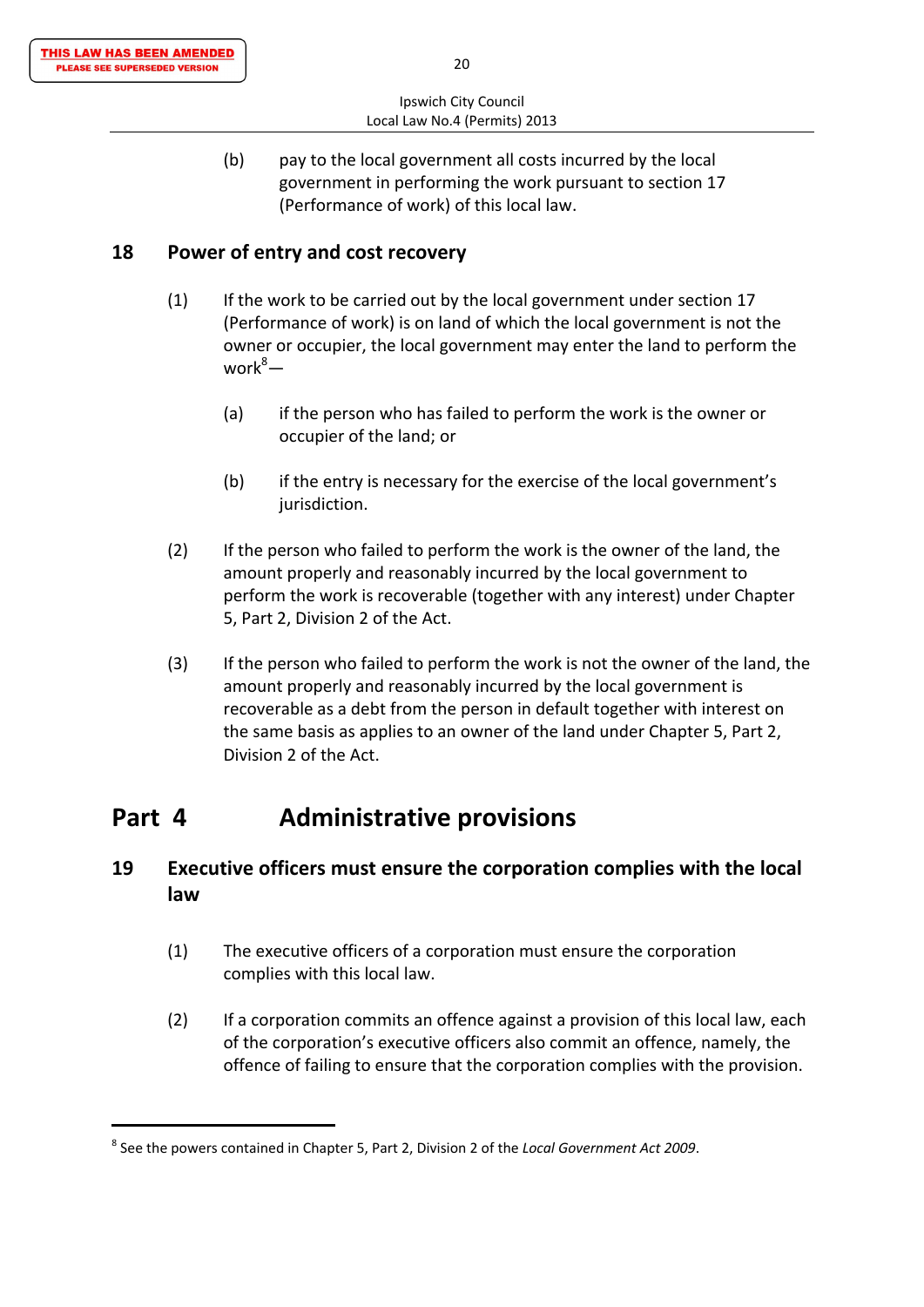(b) pay to the local government all costs incurred by the local government in performing the work pursuant to section 17 (Performance of work) of this local law.

## 18 Power of entry and cost recovery

(1) If the work to be carried out by the local government under section 17 (Performance of work) is on land of which the local government is not the owner or occupier, the local government may enter the land to perform the work[8]—

(a) if the person who has failed to perform the work is the owner or occupier of the land; or

(b) if the entry is necessary for the exercise of the local government's jurisdiction.

(2) If the person who failed to perform the work is the owner of the land, the amount properly and reasonably incurred by the local government to perform the work is recoverable (together with any interest) under Chapter 5, Part 2, Division 2 of the Act.

(3) If the person who failed to perform the work is not the owner of the land, the amount properly and reasonably incurred by the local government is recoverable as a debt from the person in default together with interest on the same basis as applies to an owner of the land under Chapter 5, Part 2, Division 2 of the Act.

# Part 4 Administrative provisions

## 19 Executive officers must ensure the corporation complies with the local law

(1) The executive officers of a corporation must ensure the corporation complies with this local law.

(2) If a corporation commits an offence against a provision of this local law, each of the corporation's executive officers also commit an offence, namely, the offence of failing to ensure that the corporation complies with the provision.

---

[8] See the powers contained in Chapter 5, Part 2, Division 2 of the *Local Government Act 2009*.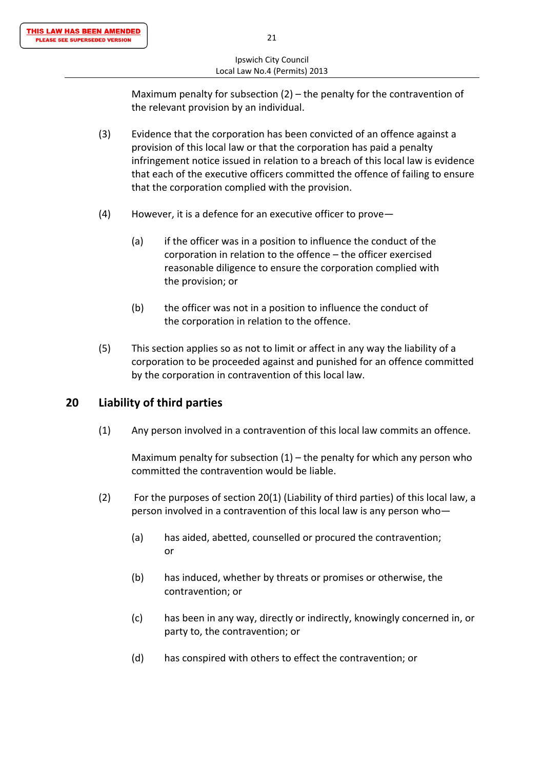Maximum penalty for subsection (2) – the penalty for the contravention of the relevant provision by an individual.

(3) Evidence that the corporation has been convicted of an offence against a provision of this local law or that the corporation has paid a penalty infringement notice issued in relation to a breach of this local law is evidence that each of the executive officers committed the offence of failing to ensure that the corporation complied with the provision.

(4) However, it is a defence for an executive officer to prove—

(a) if the officer was in a position to influence the conduct of the corporation in relation to the offence – the officer exercised reasonable diligence to ensure the corporation complied with the provision; or

(b) the officer was not in a position to influence the conduct of the corporation in relation to the offence.

(5) This section applies so as not to limit or affect in any way the liability of a corporation to be proceeded against and punished for an offence committed by the corporation in contravention of this local law.

## 20 Liability of third parties

(1) Any person involved in a contravention of this local law commits an offence.

Maximum penalty for subsection (1) – the penalty for which any person who committed the contravention would be liable.

(2) For the purposes of section 20(1) (Liability of third parties) of this local law, a person involved in a contravention of this local law is any person who—

(a) has aided, abetted, counselled or procured the contravention; or

(b) has induced, whether by threats or promises or otherwise, the contravention; or

(c) has been in any way, directly or indirectly, knowingly concerned in, or party to, the contravention; or

(d) has conspired with others to effect the contravention; or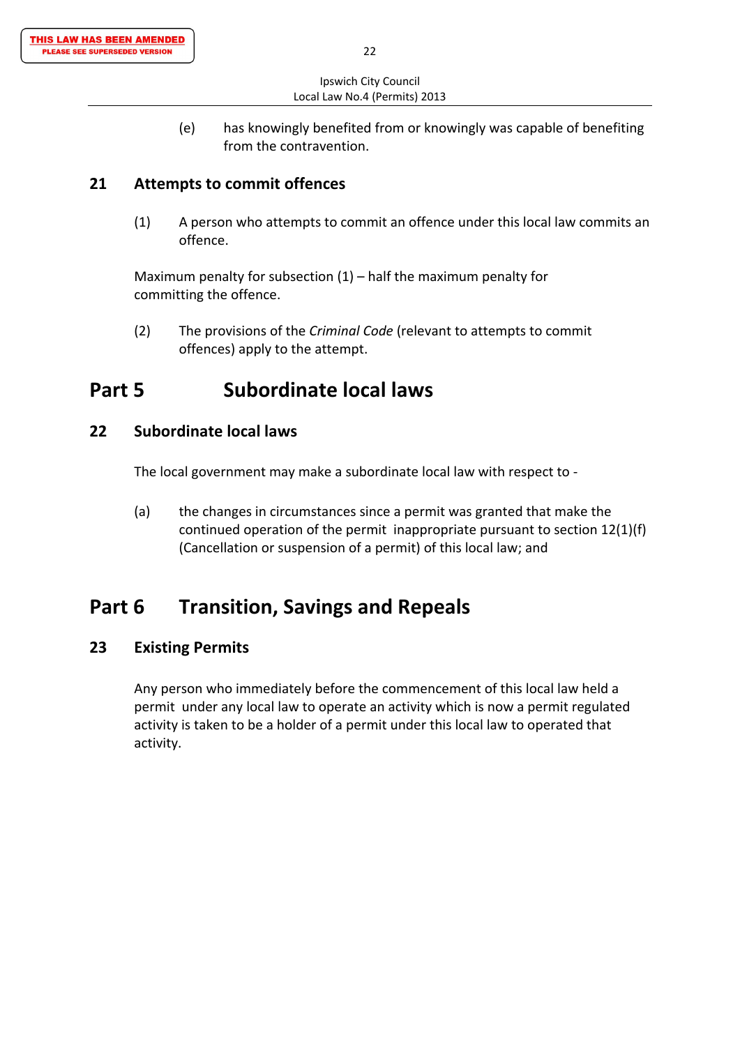(e) has knowingly benefited from or knowingly was capable of benefiting from the contravention.

### 21 Attempts to commit offences

(1) A person who attempts to commit an offence under this local law commits an offence.

Maximum penalty for subsection (1) – half the maximum penalty for committing the offence.

(2) The provisions of the *Criminal Code* (relevant to attempts to commit offences) apply to the attempt.

## Part 5 Subordinate local laws

### 22 Subordinate local laws

The local government may make a subordinate local law with respect to -

(a) the changes in circumstances since a permit was granted that make the continued operation of the permit inappropriate pursuant to section 12(1)(f) (Cancellation or suspension of a permit) of this local law; and

## Part 6 Transition, Savings and Repeals

### 23 Existing Permits

Any person who immediately before the commencement of this local law held a permit under any local law to operate an activity which is now a permit regulated activity is taken to be a holder of a permit under this local law to operated that activity.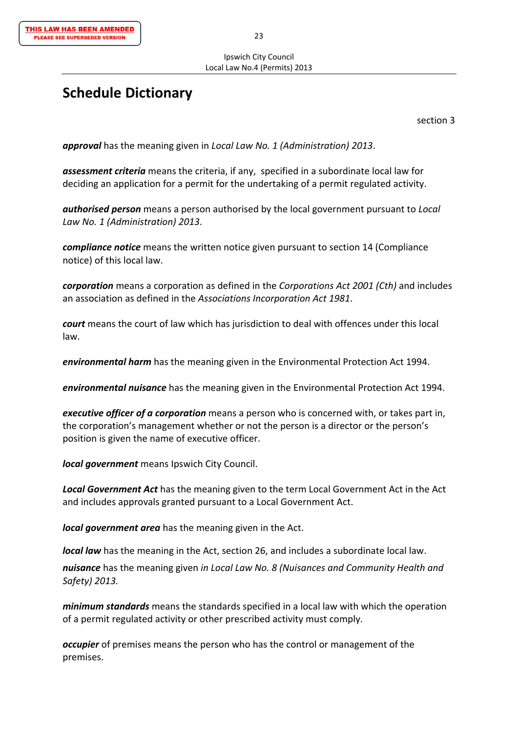# Schedule Dictionary

section 3

***approval*** has the meaning given in *Local Law No. 1 (Administration) 2013*.

***assessment criteria*** means the criteria, if any, specified in a subordinate local law for deciding an application for a permit for the undertaking of a permit regulated activity.

***authorised person*** means a person authorised by the local government pursuant to *Local Law No. 1 (Administration) 2013*.

***compliance notice*** means the written notice given pursuant to section 14 (Compliance notice) of this local law.

***corporation*** means a corporation as defined in the *Corporations Act 2001 (Cth)* and includes an association as defined in the *Associations Incorporation Act 1981*.

***court*** means the court of law which has jurisdiction to deal with offences under this local law.

***environmental harm*** has the meaning given in the Environmental Protection Act 1994.

***environmental nuisance*** has the meaning given in the Environmental Protection Act 1994.

***executive officer of a corporation*** means a person who is concerned with, or takes part in, the corporation's management whether or not the person is a director or the person's position is given the name of executive officer.

***local government*** means Ipswich City Council.

***Local Government Act*** has the meaning given to the term Local Government Act in the Act and includes approvals granted pursuant to a Local Government Act.

***local government area*** has the meaning given in the Act.

***local law*** has the meaning in the Act, section 26, and includes a subordinate local law.

***nuisance*** has the meaning given *in Local Law No. 8 (Nuisances and Community Health and Safety) 2013.*

***minimum standards*** means the standards specified in a local law with which the operation of a permit regulated activity or other prescribed activity must comply.

***occupier*** of premises means the person who has the control or management of the premises.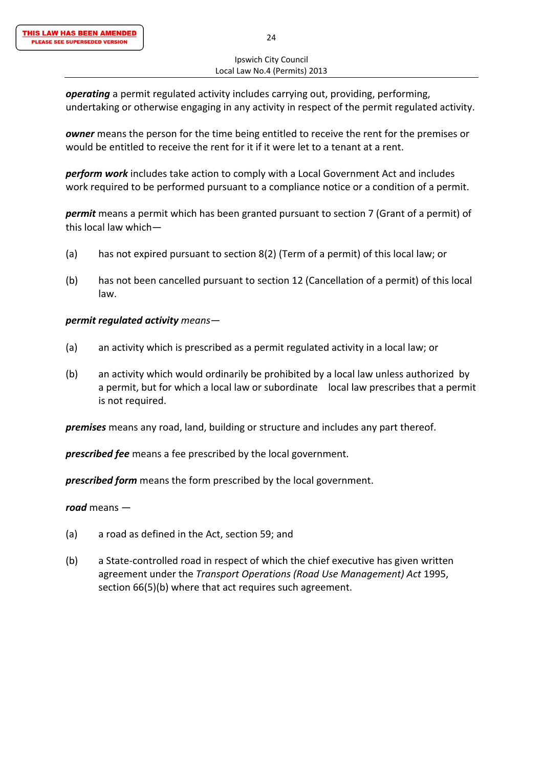***operating*** a permit regulated activity includes carrying out, providing, performing, undertaking or otherwise engaging in any activity in respect of the permit regulated activity.

***owner*** means the person for the time being entitled to receive the rent for the premises or would be entitled to receive the rent for it if it were let to a tenant at a rent.

***perform work*** includes take action to comply with a Local Government Act and includes work required to be performed pursuant to a compliance notice or a condition of a permit.

***permit*** means a permit which has been granted pursuant to section 7 (Grant of a permit) of this local law which—

(a) has not expired pursuant to section 8(2) (Term of a permit) of this local law; or

(b) has not been cancelled pursuant to section 12 (Cancellation of a permit) of this local law.

***permit regulated activity*** *means*—

(a) an activity which is prescribed as a permit regulated activity in a local law; or

(b) an activity which would ordinarily be prohibited by a local law unless authorized by a permit, but for which a local law or subordinate local law prescribes that a permit is not required.

***premises*** means any road, land, building or structure and includes any part thereof.

***prescribed fee*** means a fee prescribed by the local government.

***prescribed form*** means the form prescribed by the local government.

***road*** means —

(a) a road as defined in the Act, section 59; and

(b) a State-controlled road in respect of which the chief executive has given written agreement under the *Transport Operations (Road Use Management) Act* 1995, section 66(5)(b) where that act requires such agreement.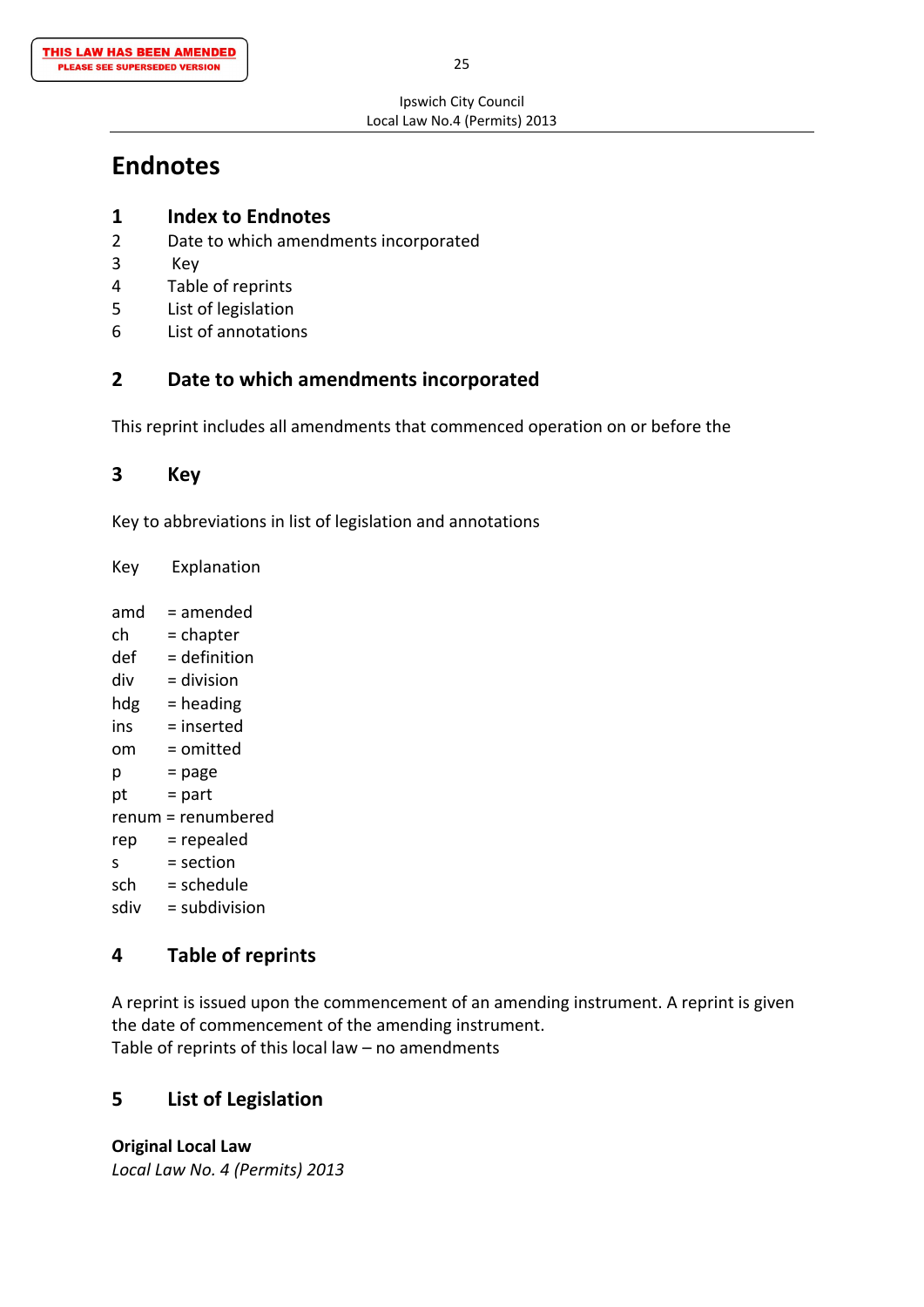THIS LAW HAS BEEN AMENDED
PLEASE SEE SUPERSEDED VERSION

# Endnotes

## 1 Index to Endnotes

2 Date to which amendments incorporated
3 Key
4 Table of reprints
5 List of legislation
6 List of annotations

## 2 Date to which amendments incorporated

This reprint includes all amendments that commenced operation on or before the

## 3 Key

Key to abbreviations in list of legislation and annotations

| Key | Explanation |
|---|---|
| amd | = amended |
| ch | = chapter |
| def | = definition |
| div | = division |
| hdg | = heading |
| ins | = inserted |
| om | = omitted |
| p | = page |
| pt | = part |
| renum | = renumbered |
| rep | = repealed |
| s | = section |
| sch | = schedule |
| sdiv | = subdivision |

## 4 Table of reprints

A reprint is issued upon the commencement of an amending instrument. A reprint is given the date of commencement of the amending instrument.
Table of reprints of this local law – no amendments

## 5 List of Legislation

**Original Local Law**
*Local Law No. 4 (Permits) 2013*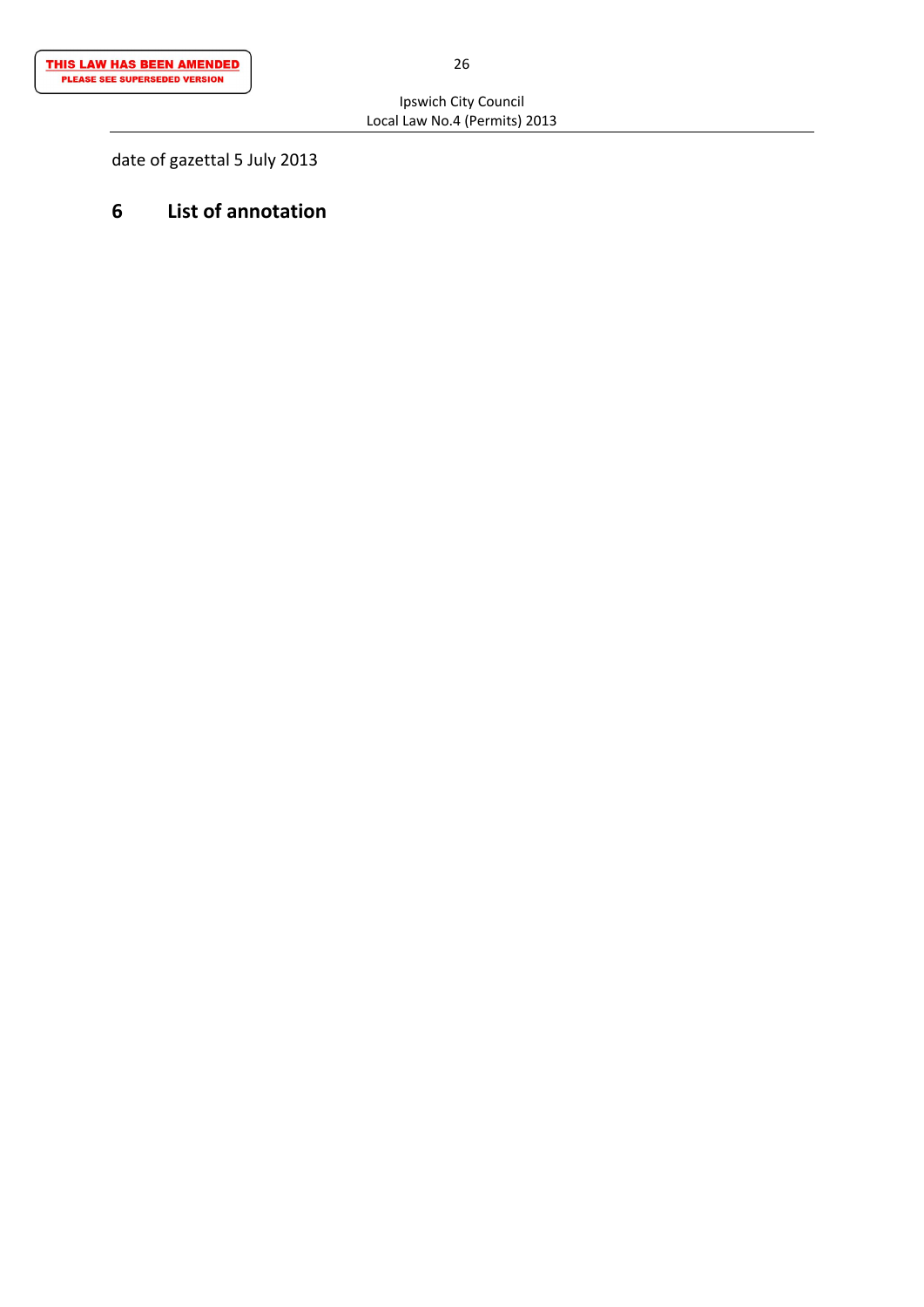date of gazettal 5 July 2013

# 6 List of annotation